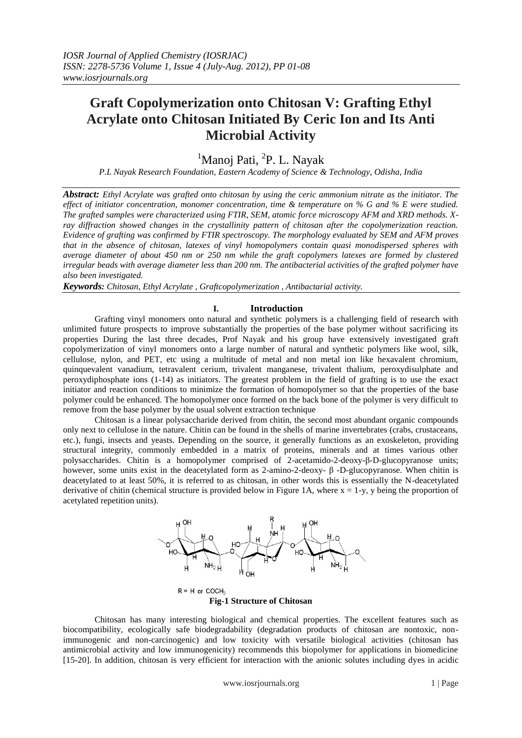# Graft Copolymerization onto Chitosan V: Grafting Ethyl Acrylate onto Chitosan Initiated By Ceric Ion and Its Anti Microbial Activity

[1]Manoj Pati, [2]P. L. Nayak

*P.L Nayak Research Foundation, Eastern Academy of Science & Technology, Odisha, India*

***Abstract:*** *Ethyl Acrylate was grafted onto chitosan by using the ceric ammonium nitrate as the initiator. The effect of initiator concentration, monomer concentration, time & temperature on % G and % E were studied. The grafted samples were characterized using FTIR, SEM, atomic force microscopy AFM and XRD methods. X-ray diffraction showed changes in the crystallinity pattern of chitosan after the copolymerization reaction. Evidence of grafting was confirmed by FTIR spectroscopy. The morphology evaluated by SEM and AFM proves that in the absence of chitosan, latexes of vinyl homopolymers contain quasi monodispersed spheres with average diameter of about 450 nm or 250 nm while the graft copolymers latexes are formed by clustered irregular beads with average diameter less than 200 nm. The antibacterial activities of the grafted polymer have also been investigated.*

***Keywords:*** *Chitosan, Ethyl Acrylate , Graftcopolymerization , Antibactarial activity.*

## I. Introduction

Grafting vinyl monomers onto natural and synthetic polymers is a challenging field of research with unlimited future prospects to improve substantially the properties of the base polymer without sacrificing its properties During the last three decades, Prof Nayak and his group have extensively investigated graft copolymerization of vinyl monomers onto a large number of natural and synthetic polymers like wool, silk, cellulose, nylon, and PET, etc using a multitude of metal and non metal ion like hexavalent chromium, quinquevalent vanadium, tetravalent cerium, trivalent manganese, trivalent thalium, peroxydisulphate and peroxydiphosphate ions (1-14) as initiators. The greatest problem in the field of grafting is to use the exact initiator and reaction conditions to minimize the formation of homopolymer so that the properties of the base polymer could be enhanced. The homopolymer once formed on the back bone of the polymer is very difficult to remove from the base polymer by the usual solvent extraction technique

Chitosan is a linear polysaccharide derived from chitin, the second most abundant organic compounds only next to cellulose in the nature. Chitin can be found in the shells of marine invertebrates (crabs, crustaceans, etc.), fungi, insects and yeasts. Depending on the source, it generally functions as an exoskeleton, providing structural integrity, commonly embedded in a matrix of proteins, minerals and at times various other polysaccharides. Chitin is a homopolymer comprised of 2-acetamido-2-deoxy-β-D-glucopyranose units; however, some units exist in the deacetylated form as 2-amino-2-deoxy- β -D-glucopyranose. When chitin is deacetylated to at least 50%, it is referred to as chitosan, in other words this is essentially the N-deacetylated derivative of chitin (chemical structure is provided below in Figure 1A, where $x = 1-y$, y being the proportion of acetylated repetition units).

R = H or $COCH_3$

**Fig-1 Structure of Chitosan**

Chitosan has many interesting biological and chemical properties. The excellent features such as biocompatibility, ecologically safe biodegradability (degradation products of chitosan are nontoxic, non-immunogenic and non-carcinogenic) and low toxicity with versatile biological activities (chitosan has antimicrobial activity and low immunogenicity) recommends this biopolymer for applications in biomedicine [15-20]. In addition, chitosan is very efficient for interaction with the anionic solutes including dyes in acidic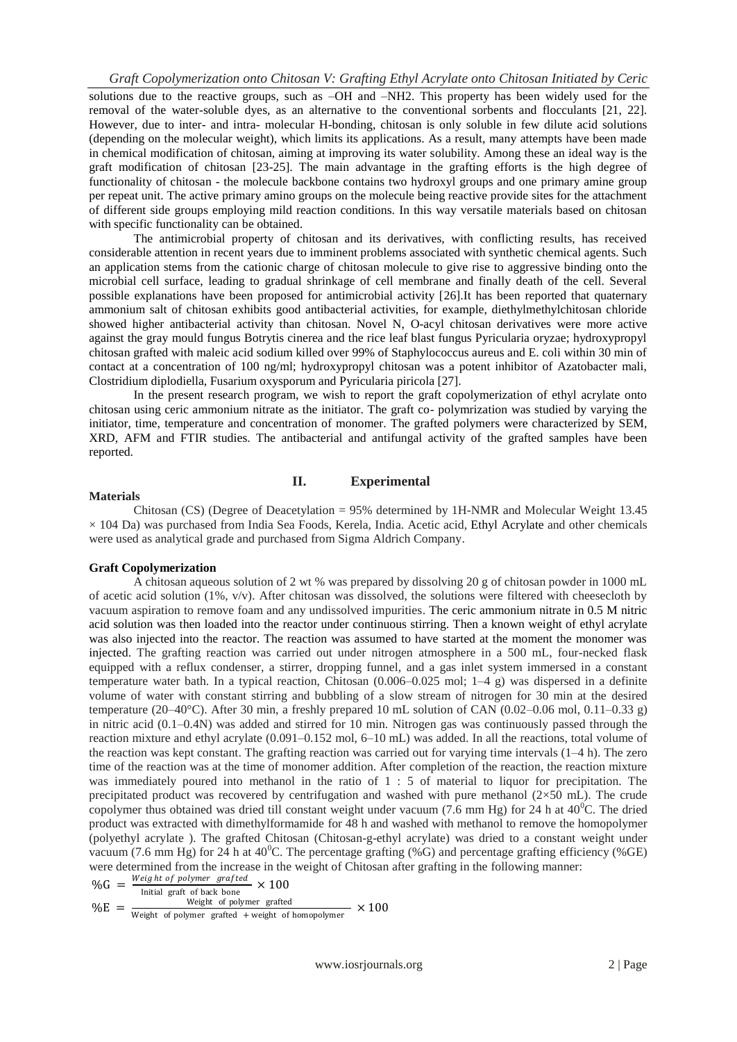solutions due to the reactive groups, such as –OH and –NH2. This property has been widely used for the removal of the water-soluble dyes, as an alternative to the conventional sorbents and flocculants [21, 22]. However, due to inter- and intra- molecular H-bonding, chitosan is only soluble in few dilute acid solutions (depending on the molecular weight), which limits its applications. As a result, many attempts have been made in chemical modification of chitosan, aiming at improving its water solubility. Among these an ideal way is the graft modification of chitosan [23-25]. The main advantage in the grafting efforts is the high degree of functionality of chitosan - the molecule backbone contains two hydroxyl groups and one primary amine group per repeat unit. The active primary amino groups on the molecule being reactive provide sites for the attachment of different side groups employing mild reaction conditions. In this way versatile materials based on chitosan with specific functionality can be obtained.

The antimicrobial property of chitosan and its derivatives, with conflicting results, has received considerable attention in recent years due to imminent problems associated with synthetic chemical agents. Such an application stems from the cationic charge of chitosan molecule to give rise to aggressive binding onto the microbial cell surface, leading to gradual shrinkage of cell membrane and finally death of the cell. Several possible explanations have been proposed for antimicrobial activity [26].It has been reported that quaternary ammonium salt of chitosan exhibits good antibacterial activities, for example, diethylmethylchitosan chloride showed higher antibacterial activity than chitosan. Novel N, O-acyl chitosan derivatives were more active against the gray mould fungus Botrytis cinerea and the rice leaf blast fungus Pyricularia oryzae; hydroxypropyl chitosan grafted with maleic acid sodium killed over 99% of Staphylococcus aureus and E. coli within 30 min of contact at a concentration of 100 ng/ml; hydroxypropyl chitosan was a potent inhibitor of Azatobacter mali, Clostridium diplodiella, Fusarium oxysporum and Pyricularia piricola [27].

In the present research program, we wish to report the graft copolymerization of ethyl acrylate onto chitosan using ceric ammonium nitrate as the initiator. The graft co- polymrization was studied by varying the initiator, time, temperature and concentration of monomer. The grafted polymers were characterized by SEM, XRD, AFM and FTIR studies. The antibacterial and antifungal activity of the grafted samples have been reported.

## II. Experimental

### Materials

Chitosan (CS) (Degree of Deacetylation = 95% determined by 1H-NMR and Molecular Weight 13.45 × 104 Da) was purchased from India Sea Foods, Kerela, India. Acetic acid, Ethyl Acrylate and other chemicals were used as analytical grade and purchased from Sigma Aldrich Company.

### Graft Copolymerization

A chitosan aqueous solution of 2 wt % was prepared by dissolving 20 g of chitosan powder in 1000 mL of acetic acid solution (1%, v/v). After chitosan was dissolved, the solutions were filtered with cheesecloth by vacuum aspiration to remove foam and any undissolved impurities. The ceric ammonium nitrate in 0.5 M nitric acid solution was then loaded into the reactor under continuous stirring. Then a known weight of ethyl acrylate was also injected into the reactor. The reaction was assumed to have started at the moment the monomer was injected. The grafting reaction was carried out under nitrogen atmosphere in a 500 mL, four-necked flask equipped with a reflux condenser, a stirrer, dropping funnel, and a gas inlet system immersed in a constant temperature water bath. In a typical reaction, Chitosan (0.006–0.025 mol; 1–4 g) was dispersed in a definite volume of water with constant stirring and bubbling of a slow stream of nitrogen for 30 min at the desired temperature (20–40°C). After 30 min, a freshly prepared 10 mL solution of CAN (0.02–0.06 mol, 0.11–0.33 g) in nitric acid (0.1–0.4N) was added and stirred for 10 min. Nitrogen gas was continuously passed through the reaction mixture and ethyl acrylate (0.091–0.152 mol, 6–10 mL) was added. In all the reactions, total volume of the reaction was kept constant. The grafting reaction was carried out for varying time intervals (1–4 h). The zero time of the reaction was at the time of monomer addition. After completion of the reaction, the reaction mixture was immediately poured into methanol in the ratio of 1 : 5 of material to liquor for precipitation. The precipitated product was recovered by centrifugation and washed with pure methanol (2×50 mL). The crude copolymer thus obtained was dried till constant weight under vacuum (7.6 mm Hg) for 24 h at $40^0$C. The dried product was extracted with dimethylformamide for 48 h and washed with methanol to remove the homopolymer (polyethyl acrylate ). The grafted Chitosan (Chitosan-g-ethyl acrylate) was dried to a constant weight under vacuum (7.6 mm Hg) for 24 h at $40^0$C. The percentage grafting (%G) and percentage grafting efficiency (%GE) were determined from the increase in the weight of Chitosan after grafting in the following manner:

$$\%G = \frac{\text{Weight of polymer grafted}}{\text{Initial graft of back bone}} \times 100$$

$$\%E = \frac{\text{Weight of polymer grafted}}{\text{Weight of polymer grafted + weight of homopolymer}} \times 100$$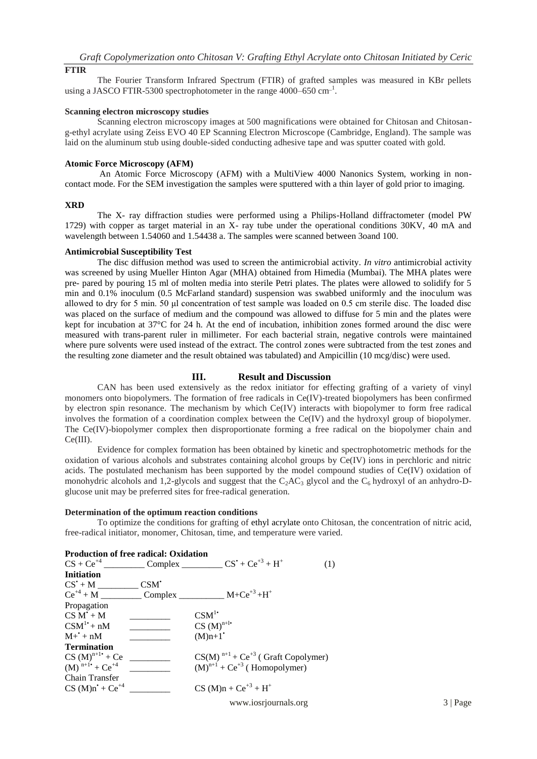**FTIR**

The Fourier Transform Infrared Spectrum (FTIR) of grafted samples was measured in KBr pellets using a JASCO FTIR-5300 spectrophotometer in the range 4000–650 $cm^{-1}$.

**Scanning electron microscopy studies**

Scanning electron microscopy images at 500 magnifications were obtained for Chitosan and Chitosan-g-ethyl acrylate using Zeiss EVO 40 EP Scanning Electron Microscope (Cambridge, England). The sample was laid on the aluminum stub using double-sided conducting adhesive tape and was sputter coated with gold.

**Atomic Force Microscopy (AFM)**

An Atomic Force Microscopy (AFM) with a MultiView 4000 Nanonics System, working in non-contact mode. For the SEM investigation the samples were sputtered with a thin layer of gold prior to imaging.

**XRD**

The X- ray diffraction studies were performed using a Philips-Holland diffractometer (model PW 1729) with copper as target material in an X- ray tube under the operational conditions 30KV, 40 mA and wavelength between 1.54060 and 1.54438 a. The samples were scanned between 3oand 100.

**Antimicrobial Susceptibility Test**

The disc diffusion method was used to screen the antimicrobial activity. *In vitro* antimicrobial activity was screened by using Mueller Hinton Agar (MHA) obtained from Himedia (Mumbai). The MHA plates were pre- pared by pouring 15 ml of molten media into sterile Petri plates. The plates were allowed to solidify for 5 min and 0.1% inoculum (0.5 McFarland standard) suspension was swabbed uniformly and the inoculum was allowed to dry for 5 min. 50 μl concentration of test sample was loaded on 0.5 cm sterile disc. The loaded disc was placed on the surface of medium and the compound was allowed to diffuse for 5 min and the plates were kept for incubation at 37°C for 24 h. At the end of incubation, inhibition zones formed around the disc were measured with trans-parent ruler in millimeter. For each bacterial strain, negative controls were maintained where pure solvents were used instead of the extract. The control zones were subtracted from the test zones and the resulting zone diameter and the result obtained was tabulated) and Ampicillin (10 mcg/disc) were used.

## III. Result and Discussion

CAN has been used extensively as the redox initiator for effecting grafting of a variety of vinyl monomers onto biopolymers. The formation of free radicals in Ce(IV)-treated biopolymers has been confirmed by electron spin resonance. The mechanism by which Ce(IV) interacts with biopolymer to form free radical involves the formation of a coordination complex between the Ce(IV) and the hydroxyl group of biopolymer. The Ce(IV)-biopolymer complex then disproportionate forming a free radical on the biopolymer chain and Ce(III).

Evidence for complex formation has been obtained by kinetic and spectrophotometric methods for the oxidation of various alcohols and substrates containing alcohol groups by Ce(IV) ions in perchloric and nitric acids. The postulated mechanism has been supported by the model compound studies of Ce(IV) oxidation of monohydric alcohols and 1,2-glycols and suggest that the $C_2AC_3$ glycol and the $C_6$ hydroxyl of an anhydro-D-glucose unit may be preferred sites for free-radical generation.

**Determination of the optimum reaction conditions**

To optimize the conditions for grafting of ethyl acrylate onto Chitosan, the concentration of nitric acid, free-radical initiator, monomer, Chitosan, time, and temperature were varied.

**Production of free radical: Oxidation**

$$CS + Ce^{+4} \text{ ———— Complex ———— } CS^{\bullet} + Ce^{+3} + H^{+} \quad (1)$$

**Initiation**

$$CS^{\bullet} + M \text{ ———— } CSM^{\bullet}$$

$$Ce^{+4} + M \text{ ———— Complex ———— } M + Ce^{+3} + H^{+}$$

Propagation

$$CS\,M^{\bullet} + M \text{ ———— } CSM^{1\bullet}$$

$$CSM^{1\bullet} + nM \text{ ———— } CS\,(M)^{n+1\bullet}$$

$$M+^{\bullet} + nM \text{ ———— } (M)n+1^{\bullet}$$

**Termination**

$$CS\,(M)^{n+1\bullet} + Ce \text{ ———— } CS(M)^{n+1} + Ce^{+3} \text{ ( Graft Copolymer)}$$

$$(M)^{n+1\bullet} + Ce^{+4} \text{ ———— } (M)^{n+1} + Ce^{+3} \text{ ( Homopolymer)}$$

Chain Transfer

$$CS\,(M)n^{\bullet} + Ce^{+4} \text{ ———— } CS\,(M)n + Ce^{+3} + H^{+}$$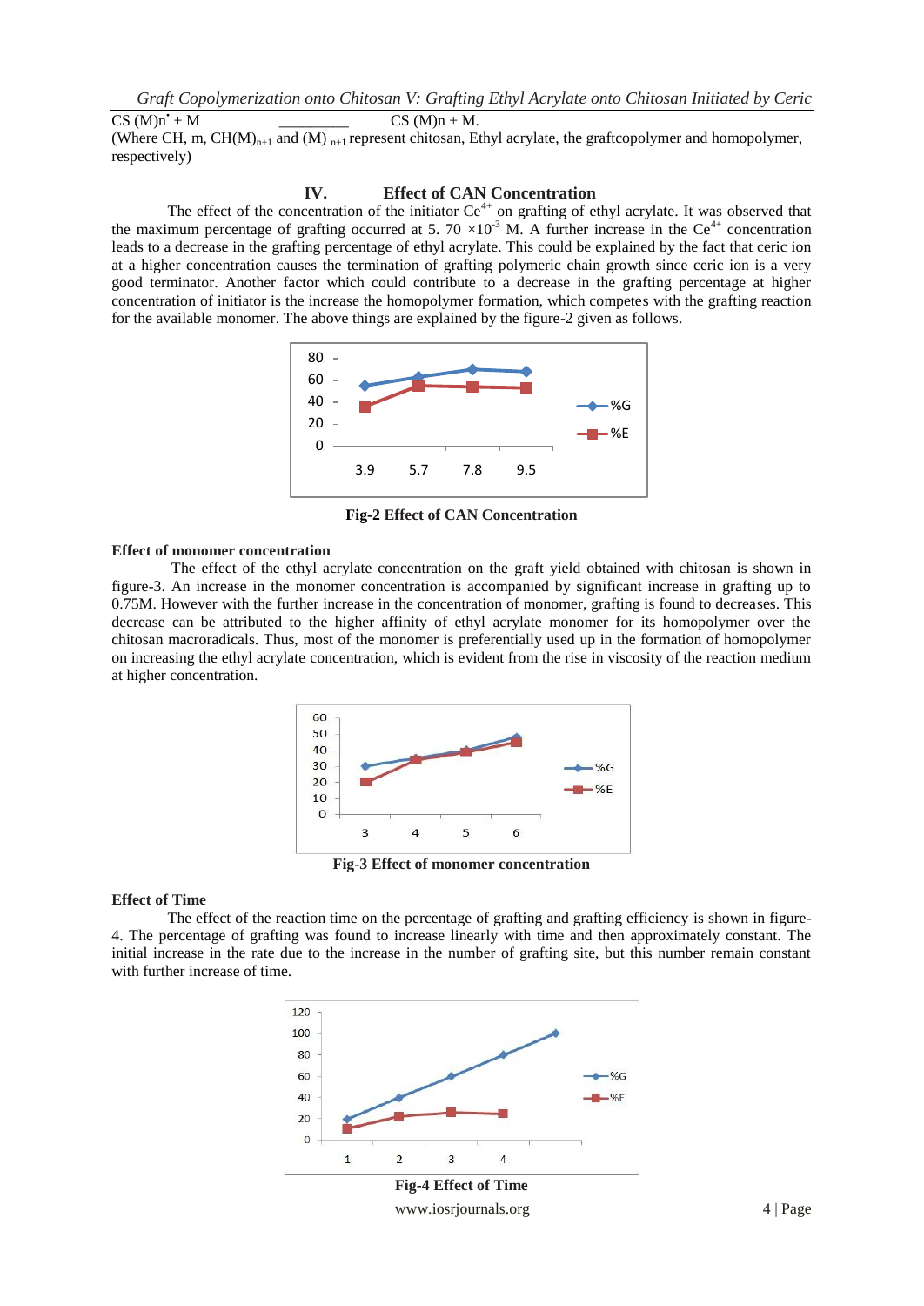$CS\ (M)n^{\bullet} + M$ \_\_\_\_\_\_\_\_\_ $CS\ (M)n + M.$

(Where CH, m, $CH(M)_{n+1}$ and $(M)_{n+1}$ represent chitosan, Ethyl acrylate, the graftcopolymer and homopolymer, respectively)

## IV. Effect of CAN Concentration

The effect of the concentration of the initiator $Ce^{4+}$ on grafting of ethyl acrylate. It was observed that the maximum percentage of grafting occurred at $5.70 \times 10^{-3}$ M. A further increase in the $Ce^{4+}$ concentration leads to a decrease in the grafting percentage of ethyl acrylate. This could be explained by the fact that ceric ion at a higher concentration causes the termination of grafting polymeric chain growth since ceric ion is a very good terminator. Another factor which could contribute to a decrease in the grafting percentage at higher concentration of initiator is the increase the homopolymer formation, which competes with the grafting reaction for the available monomer. The above things are explained by the figure-2 given as follows.

**Fig-2 Effect of CAN Concentration**

### Effect of monomer concentration

The effect of the ethyl acrylate concentration on the graft yield obtained with chitosan is shown in figure-3. An increase in the monomer concentration is accompanied by significant increase in grafting up to 0.75M. However with the further increase in the concentration of monomer, grafting is found to decreases. This decrease can be attributed to the higher affinity of ethyl acrylate monomer for its homopolymer over the chitosan macroradicals. Thus, most of the monomer is preferentially used up in the formation of homopolymer on increasing the ethyl acrylate concentration, which is evident from the rise in viscosity of the reaction medium at higher concentration.

**Fig-3 Effect of monomer concentration**

### Effect of Time

The effect of the reaction time on the percentage of grafting and grafting efficiency is shown in figure-4. The percentage of grafting was found to increase linearly with time and then approximately constant. The initial increase in the rate due to the increase in the number of grafting site, but this number remain constant with further increase of time.

**Fig-4 Effect of Time**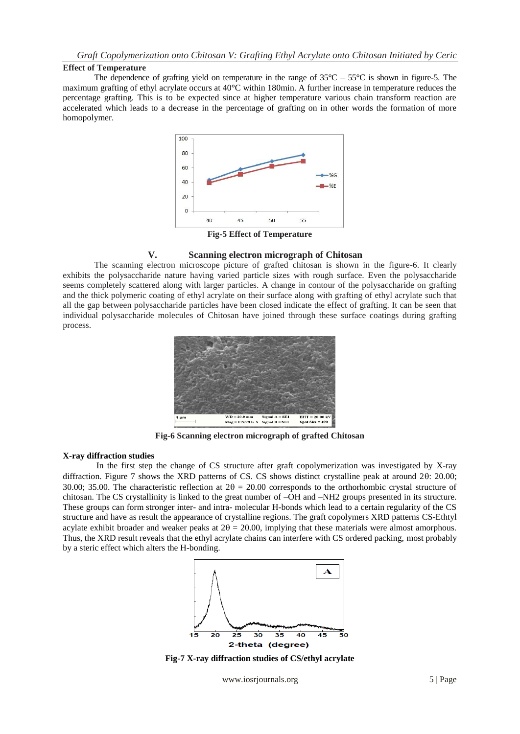## Effect of Temperature

The dependence of grafting yield on temperature in the range of 35°C – 55°C is shown in figure-5. The maximum grafting of ethyl acrylate occurs at 40°C within 180min. A further increase in temperature reduces the percentage grafting. This is to be expected since at higher temperature various chain transform reaction are accelerated which leads to a decrease in the percentage of grafting on in other words the formation of more homopolymer.

**Fig-5 Effect of Temperature**

## V. Scanning electron micrograph of Chitosan

The scanning electron microscope picture of grafted chitosan is shown in the figure-6. It clearly exhibits the polysaccharide nature having varied particle sizes with rough surface. Even the polysaccharide seems completely scattered along with larger particles. A change in contour of the polysaccharide on grafting and the thick polymeric coating of ethyl acrylate on their surface along with grafting of ethyl acrylate such that all the gap between polysaccharide particles have been closed indicate the effect of grafting. It can be seen that individual polysaccharide molecules of Chitosan have joined through these surface coatings during grafting process.

**Fig-6 Scanning electron micrograph of grafted Chitosan**

## X-ray diffraction studies

In the first step the change of CS structure after graft copolymerization was investigated by X-ray diffraction. Figure 7 shows the XRD patterns of CS. CS shows distinct crystalline peak at around 2θ: 20.00; 30.00; 35.00. The characteristic reflection at 2θ = 20.00 corresponds to the orthorhombic crystal structure of chitosan. The CS crystallinity is linked to the great number of –OH and –NH2 groups presented in its structure. These groups can form stronger inter- and intra- molecular H-bonds which lead to a certain regularity of the CS structure and have as result the appearance of crystalline regions. The graft copolymers XRD patterns CS-Ethtyl acrylate exhibit broader and weaker peaks at 2θ = 20.00, implying that these materials were almost amorphous. Thus, the XRD result reveals that the ethyl acrylate chains can interfere with CS ordered packing, most probably by a steric effect which alters the H-bonding.

**Fig-7 X-ray diffraction studies of CS/ethyl acrylate**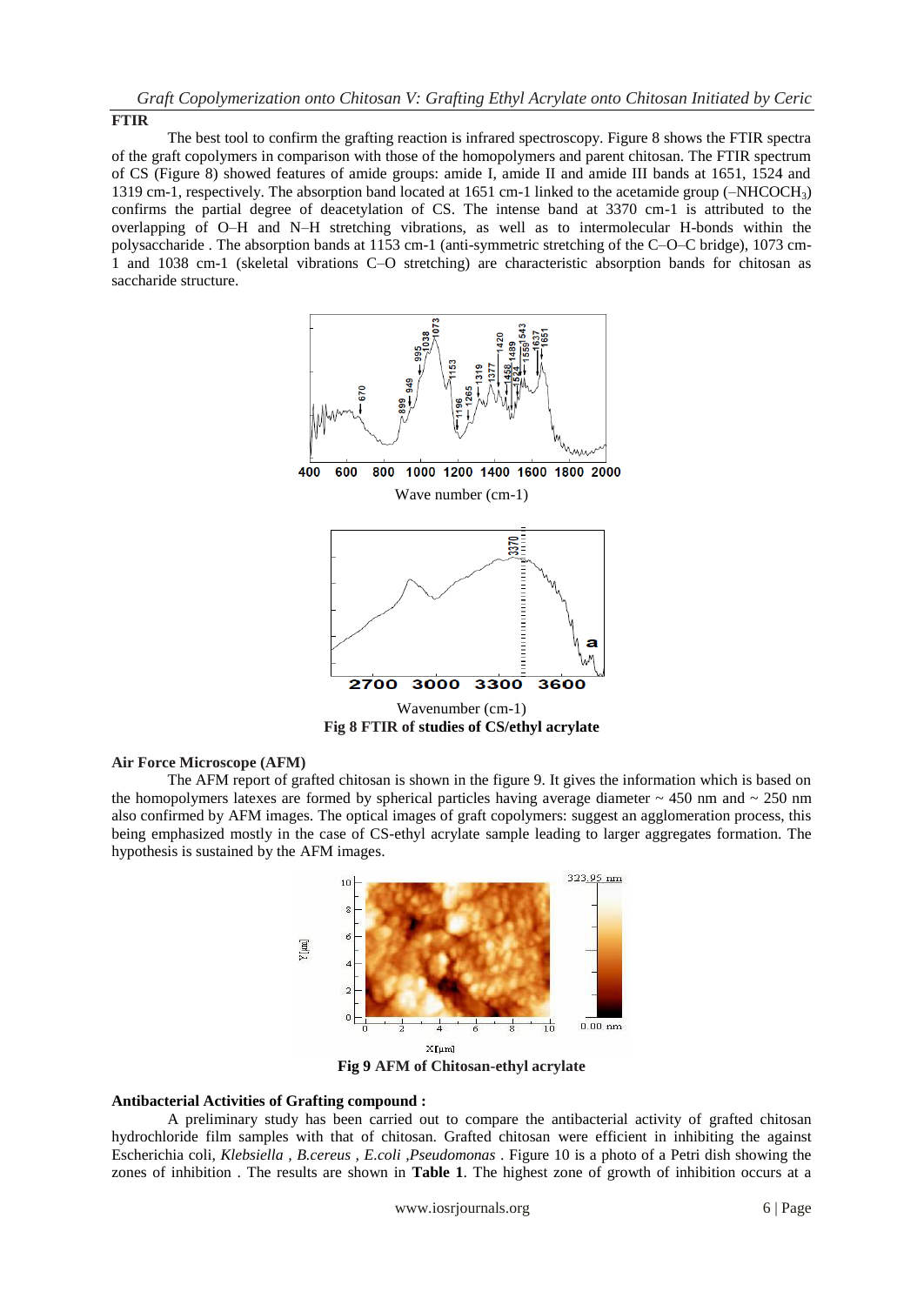**FTIR**

The best tool to confirm the grafting reaction is infrared spectroscopy. Figure 8 shows the FTIR spectra of the graft copolymers in comparison with those of the homopolymers and parent chitosan. The FTIR spectrum of CS (Figure 8) showed features of amide groups: amide I, amide II and amide III bands at 1651, 1524 and 1319 cm-1, respectively. The absorption band located at 1651 cm-1 linked to the acetamide group (–$NHCOCH_3$) confirms the partial degree of deacetylation of CS. The intense band at 3370 cm-1 is attributed to the overlapping of O–H and N–H stretching vibrations, as well as to intermolecular H-bonds within the polysaccharide . The absorption bands at 1153 cm-1 (anti-symmetric stretching of the C–O–C bridge), 1073 cm-1 and 1038 cm-1 (skeletal vibrations C–O stretching) are characteristic absorption bands for chitosan as saccharide structure.

Wave number (cm-1)

Wavenumber (cm-1)

**Fig 8 FTIR of studies of CS/ethyl acrylate**

**Air Force Microscope (AFM)**

The AFM report of grafted chitosan is shown in the figure 9. It gives the information which is based on the homopolymers latexes are formed by spherical particles having average diameter ~ 450 nm and ~ 250 nm also confirmed by AFM images. The optical images of graft copolymers: suggest an agglomeration process, this being emphasized mostly in the case of CS-ethyl acrylate sample leading to larger aggregates formation. The hypothesis is sustained by the AFM images.

**Fig 9 AFM of Chitosan-ethyl acrylate**

**Antibacterial Activities of Grafting compound :**

A preliminary study has been carried out to compare the antibacterial activity of grafted chitosan hydrochloride film samples with that of chitosan. Grafted chitosan were efficient in inhibiting the against Escherichia coli, *Klebsiella* , *B.cereus* , *E.coli* ,*Pseudomonas* . Figure 10 is a photo of a Petri dish showing the zones of inhibition . The results are shown in **Table 1**. The highest zone of growth of inhibition occurs at a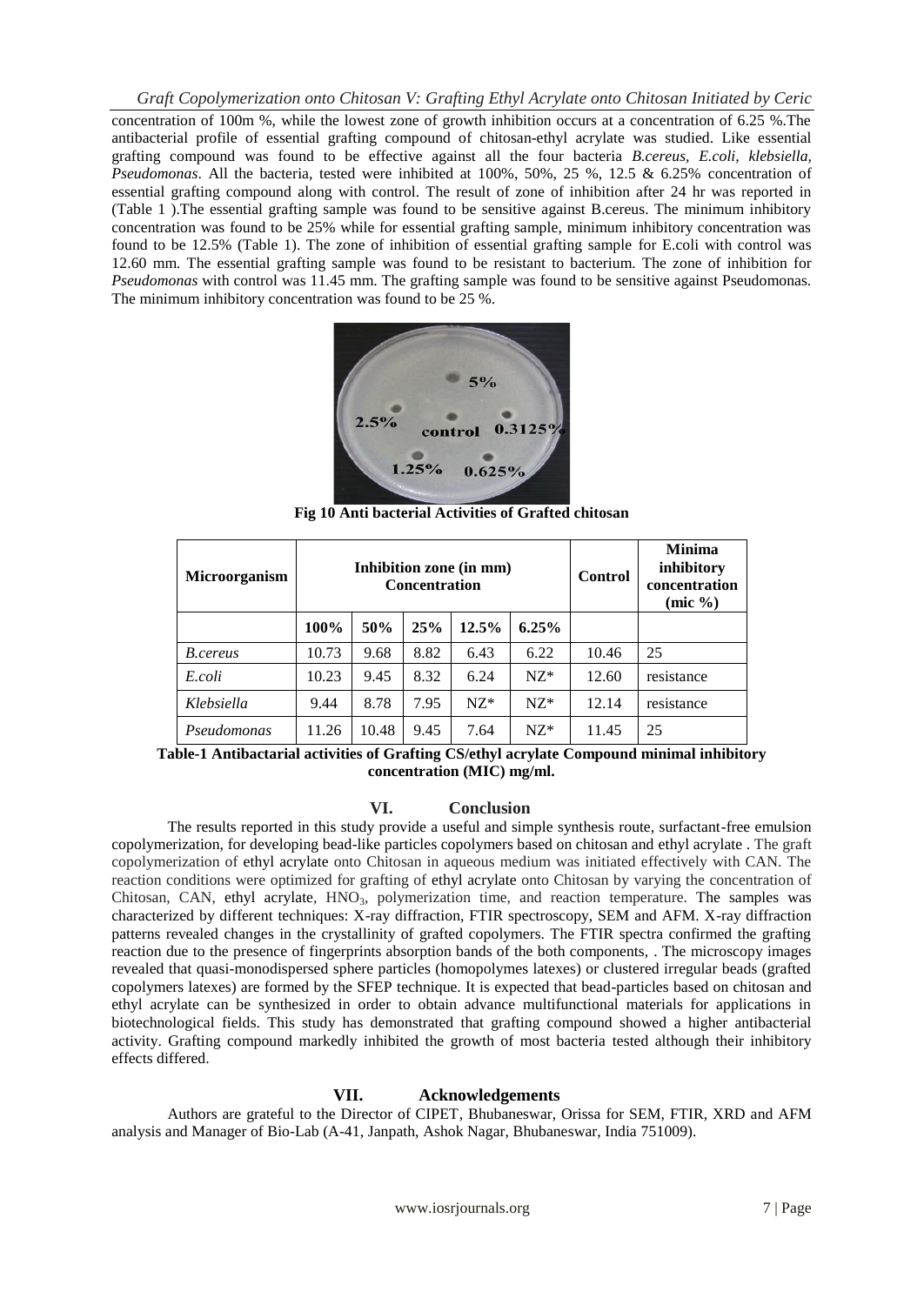concentration of 100m %, while the lowest zone of growth inhibition occurs at a concentration of 6.25 %.The antibacterial profile of essential grafting compound of chitosan-ethyl acrylate was studied. Like essential grafting compound was found to be effective against all the four bacteria *B.cereus, E.coli, klebsiella, Pseudomonas*. All the bacteria, tested were inhibited at 100%, 50%, 25 %, 12.5 & 6.25% concentration of essential grafting compound along with control. The result of zone of inhibition after 24 hr was reported in (Table 1 ).The essential grafting sample was found to be sensitive against B.cereus. The minimum inhibitory concentration was found to be 25% while for essential grafting sample, minimum inhibitory concentration was found to be 12.5% (Table 1). The zone of inhibition of essential grafting sample for E.coli with control was 12.60 mm. The essential grafting sample was found to be resistant to bacterium. The zone of inhibition for *Pseudomonas* with control was 11.45 mm. The grafting sample was found to be sensitive against Pseudomonas. The minimum inhibitory concentration was found to be 25 %.

**Fig 10 Anti bacterial Activities of Grafted chitosan**

| Microorganism | Inhibition zone (in mm) Concentration | | | | | Control | Minima inhibitory concentration (mic %) |
|---|---|---|---|---|---|---|---|
| | 100% | 50% | 25% | 12.5% | 6.25% | | |
| *B.cereus* | 10.73 | 9.68 | 8.82 | 6.43 | 6.22 | 10.46 | 25 |
| *E.coli* | 10.23 | 9.45 | 8.32 | 6.24 | NZ* | 12.60 | resistance |
| *Klebsiella* | 9.44 | 8.78 | 7.95 | NZ* | NZ* | 12.14 | resistance |
| *Pseudomonas* | 11.26 | 10.48 | 9.45 | 7.64 | NZ* | 11.45 | 25 |

**Table-1 Antibactarial activities of Grafting CS/ethyl acrylate Compound minimal inhibitory concentration (MIC) mg/ml.**

## VI. Conclusion

The results reported in this study provide a useful and simple synthesis route, surfactant-free emulsion copolymerization, for developing bead-like particles copolymers based on chitosan and ethyl acrylate . The graft copolymerization of ethyl acrylate onto Chitosan in aqueous medium was initiated effectively with CAN. The reaction conditions were optimized for grafting of ethyl acrylate onto Chitosan by varying the concentration of Chitosan, CAN, ethyl acrylate, $HNO_3$, polymerization time, and reaction temperature. The samples was characterized by different techniques: X-ray diffraction, FTIR spectroscopy, SEM and AFM. X-ray diffraction patterns revealed changes in the crystallinity of grafted copolymers. The FTIR spectra confirmed the grafting reaction due to the presence of fingerprints absorption bands of the both components, . The microscopy images revealed that quasi-monodispersed sphere particles (homopolymes latexes) or clustered irregular beads (grafted copolymers latexes) are formed by the SFEP technique. It is expected that bead-particles based on chitosan and ethyl acrylate can be synthesized in order to obtain advance multifunctional materials for applications in biotechnological fields. This study has demonstrated that grafting compound showed a higher antibacterial activity. Grafting compound markedly inhibited the growth of most bacteria tested although their inhibitory effects differed.

## VII. Acknowledgements

Authors are grateful to the Director of CIPET, Bhubaneswar, Orissa for SEM, FTIR, XRD and AFM analysis and Manager of Bio-Lab (A-41, Janpath, Ashok Nagar, Bhubaneswar, India 751009).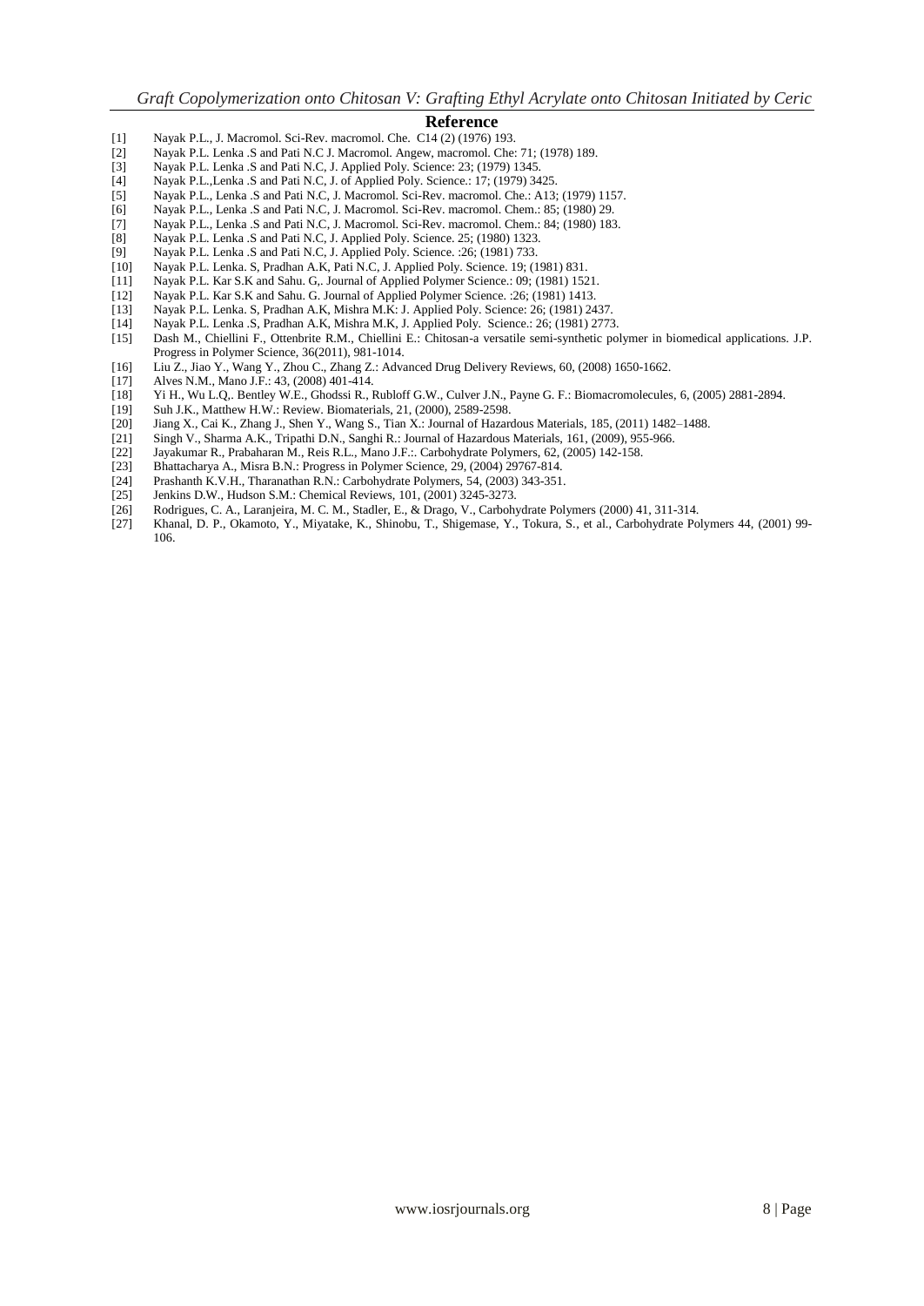## Reference

[1] Nayak P.L., J. Macromol. Sci-Rev. macromol. Che. C14 (2) (1976) 193.
[2] Nayak P.L. Lenka .S and Pati N.C J. Macromol. Angew, macromol. Che: 71; (1978) 189.
[3] Nayak P.L. Lenka .S and Pati N.C, J. Applied Poly. Science: 23; (1979) 1345.
[4] Nayak P.L.,Lenka .S and Pati N.C, J. of Applied Poly. Science.: 17; (1979) 3425.
[5] Nayak P.L., Lenka .S and Pati N.C, J. Macromol. Sci-Rev. macromol. Che.: A13; (1979) 1157.
[6] Nayak P.L., Lenka .S and Pati N.C, J. Macromol. Sci-Rev. macromol. Chem.: 85; (1980) 29.
[7] Nayak P.L., Lenka .S and Pati N.C, J. Macromol. Sci-Rev. macromol. Chem.: 84; (1980) 183.
[8] Nayak P.L. Lenka .S and Pati N.C, J. Applied Poly. Science. 25; (1980) 1323.
[9] Nayak P.L. Lenka .S and Pati N.C, J. Applied Poly. Science. :26; (1981) 733.
[10] Nayak P.L. Lenka. S, Pradhan A.K, Pati N.C, J. Applied Poly. Science. 19; (1981) 831.
[11] Nayak P.L. Kar S.K and Sahu. G,. Journal of Applied Polymer Science.: 09; (1981) 1521.
[12] Nayak P.L. Kar S.K and Sahu. G. Journal of Applied Polymer Science. :26; (1981) 1413.
[13] Nayak P.L. Lenka. S, Pradhan A.K, Mishra M.K: J. Applied Poly. Science: 26; (1981) 2437.
[14] Nayak P.L. Lenka .S, Pradhan A.K, Mishra M.K, J. Applied Poly. Science.: 26; (1981) 2773.
[15] Dash M., Chiellini F., Ottenbrite R.M., Chiellini E.: Chitosan-a versatile semi-synthetic polymer in biomedical applications. J.P. Progress in Polymer Science, 36(2011), 981-1014.
[16] Liu Z., Jiao Y., Wang Y., Zhou C., Zhang Z.: Advanced Drug Delivery Reviews, 60, (2008) 1650-1662.
[17] Alves N.M., Mano J.F.: 43, (2008) 401-414.
[18] Yi H., Wu L.Q,. Bentley W.E., Ghodssi R., Rubloff G.W., Culver J.N., Payne G. F.: Biomacromolecules, 6, (2005) 2881-2894.
[19] Suh J.K., Matthew H.W.: Review. Biomaterials, 21, (2000), 2589-2598.
[20] Jiang X., Cai K., Zhang J., Shen Y., Wang S., Tian X.: Journal of Hazardous Materials, 185, (2011) 1482–1488.
[21] Singh V., Sharma A.K., Tripathi D.N., Sanghi R.: Journal of Hazardous Materials, 161, (2009), 955-966.
[22] Jayakumar R., Prabaharan M., Reis R.L., Mano J.F.:. Carbohydrate Polymers, 62, (2005) 142-158.
[23] Bhattacharya A., Misra B.N.: Progress in Polymer Science, 29, (2004) 29767-814.
[24] Prashanth K.V.H., Tharanathan R.N.: Carbohydrate Polymers, 54, (2003) 343-351.
[25] Jenkins D.W., Hudson S.M.: Chemical Reviews, 101, (2001) 3245-3273.
[26] Rodrigues, C. A., Laranjeira, M. C. M., Stadler, E., & Drago, V., Carbohydrate Polymers (2000) 41, 311-314.
[27] Khanal, D. P., Okamoto, Y., Miyatake, K., Shinobu, T., Shigemase, Y., Tokura, S., et al., Carbohydrate Polymers 44, (2001) 99-106.